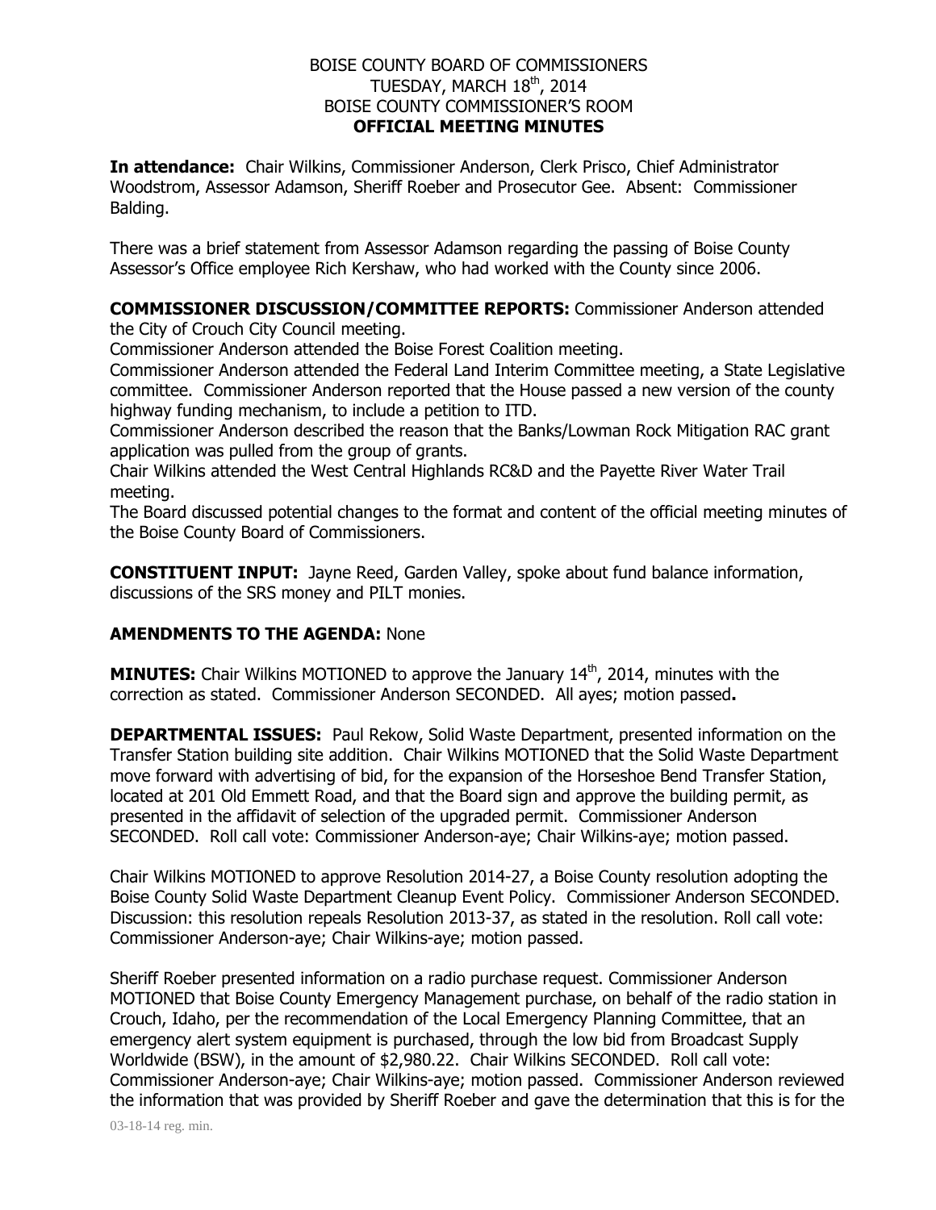BOISE COUNTY BOARD OF COMMISSIONERS
TUESDAY, MARCH 18th, 2014
BOISE COUNTY COMMISSIONER'S ROOM
**OFFICIAL MEETING MINUTES**

**In attendance:** Chair Wilkins, Commissioner Anderson, Clerk Prisco, Chief Administrator Woodstrom, Assessor Adamson, Sheriff Roeber and Prosecutor Gee. Absent: Commissioner Balding.

There was a brief statement from Assessor Adamson regarding the passing of Boise County Assessor's Office employee Rich Kershaw, who had worked with the County since 2006.

**COMMISSIONER DISCUSSION/COMMITTEE REPORTS:** Commissioner Anderson attended the City of Crouch City Council meeting.

Commissioner Anderson attended the Boise Forest Coalition meeting.

Commissioner Anderson attended the Federal Land Interim Committee meeting, a State Legislative committee. Commissioner Anderson reported that the House passed a new version of the county highway funding mechanism, to include a petition to ITD.

Commissioner Anderson described the reason that the Banks/Lowman Rock Mitigation RAC grant application was pulled from the group of grants.

Chair Wilkins attended the West Central Highlands RC&D and the Payette River Water Trail meeting.

The Board discussed potential changes to the format and content of the official meeting minutes of the Boise County Board of Commissioners.

**CONSTITUENT INPUT:** Jayne Reed, Garden Valley, spoke about fund balance information, discussions of the SRS money and PILT monies.

**AMENDMENTS TO THE AGENDA:** None

**MINUTES:** Chair Wilkins MOTIONED to approve the January 14th, 2014, minutes with the correction as stated. Commissioner Anderson SECONDED. All ayes; motion passed**.**

**DEPARTMENTAL ISSUES:** Paul Rekow, Solid Waste Department, presented information on the Transfer Station building site addition. Chair Wilkins MOTIONED that the Solid Waste Department move forward with advertising of bid, for the expansion of the Horseshoe Bend Transfer Station, located at 201 Old Emmett Road, and that the Board sign and approve the building permit, as presented in the affidavit of selection of the upgraded permit. Commissioner Anderson SECONDED. Roll call vote: Commissioner Anderson-aye; Chair Wilkins-aye; motion passed.

Chair Wilkins MOTIONED to approve Resolution 2014-27, a Boise County resolution adopting the Boise County Solid Waste Department Cleanup Event Policy. Commissioner Anderson SECONDED. Discussion: this resolution repeals Resolution 2013-37, as stated in the resolution. Roll call vote: Commissioner Anderson-aye; Chair Wilkins-aye; motion passed.

Sheriff Roeber presented information on a radio purchase request. Commissioner Anderson MOTIONED that Boise County Emergency Management purchase, on behalf of the radio station in Crouch, Idaho, per the recommendation of the Local Emergency Planning Committee, that an emergency alert system equipment is purchased, through the low bid from Broadcast Supply Worldwide (BSW), in the amount of $2,980.22. Chair Wilkins SECONDED. Roll call vote: Commissioner Anderson-aye; Chair Wilkins-aye; motion passed. Commissioner Anderson reviewed the information that was provided by Sheriff Roeber and gave the determination that this is for the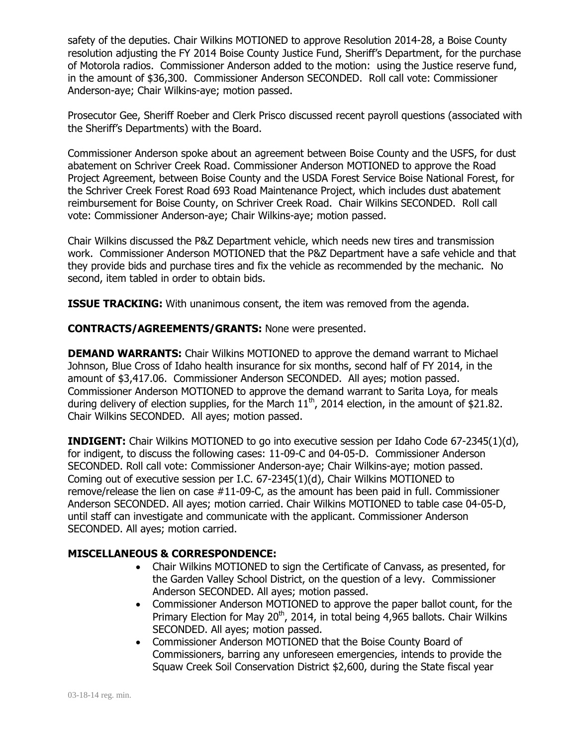safety of the deputies. Chair Wilkins MOTIONED to approve Resolution 2014-28, a Boise County resolution adjusting the FY 2014 Boise County Justice Fund, Sheriff's Department, for the purchase of Motorola radios. Commissioner Anderson added to the motion: using the Justice reserve fund, in the amount of $36,300. Commissioner Anderson SECONDED. Roll call vote: Commissioner Anderson-aye; Chair Wilkins-aye; motion passed.

Prosecutor Gee, Sheriff Roeber and Clerk Prisco discussed recent payroll questions (associated with the Sheriff's Departments) with the Board.

Commissioner Anderson spoke about an agreement between Boise County and the USFS, for dust abatement on Schriver Creek Road. Commissioner Anderson MOTIONED to approve the Road Project Agreement, between Boise County and the USDA Forest Service Boise National Forest, for the Schriver Creek Forest Road 693 Road Maintenance Project, which includes dust abatement reimbursement for Boise County, on Schriver Creek Road. Chair Wilkins SECONDED. Roll call vote: Commissioner Anderson-aye; Chair Wilkins-aye; motion passed.

Chair Wilkins discussed the P&Z Department vehicle, which needs new tires and transmission work. Commissioner Anderson MOTIONED that the P&Z Department have a safe vehicle and that they provide bids and purchase tires and fix the vehicle as recommended by the mechanic. No second, item tabled in order to obtain bids.

**ISSUE TRACKING:** With unanimous consent, the item was removed from the agenda.

**CONTRACTS/AGREEMENTS/GRANTS:** None were presented.

**DEMAND WARRANTS:** Chair Wilkins MOTIONED to approve the demand warrant to Michael Johnson, Blue Cross of Idaho health insurance for six months, second half of FY 2014, in the amount of $3,417.06. Commissioner Anderson SECONDED. All ayes; motion passed. Commissioner Anderson MOTIONED to approve the demand warrant to Sarita Loya, for meals during delivery of election supplies, for the March 11th, 2014 election, in the amount of $21.82. Chair Wilkins SECONDED. All ayes; motion passed.

**INDIGENT:** Chair Wilkins MOTIONED to go into executive session per Idaho Code 67-2345(1)(d), for indigent, to discuss the following cases: 11-09-C and 04-05-D. Commissioner Anderson SECONDED. Roll call vote: Commissioner Anderson-aye; Chair Wilkins-aye; motion passed. Coming out of executive session per I.C. 67-2345(1)(d), Chair Wilkins MOTIONED to remove/release the lien on case #11-09-C, as the amount has been paid in full. Commissioner Anderson SECONDED. All ayes; motion carried. Chair Wilkins MOTIONED to table case 04-05-D, until staff can investigate and communicate with the applicant. Commissioner Anderson SECONDED. All ayes; motion carried.

**MISCELLANEOUS & CORRESPONDENCE:**

- Chair Wilkins MOTIONED to sign the Certificate of Canvass, as presented, for the Garden Valley School District, on the question of a levy. Commissioner Anderson SECONDED. All ayes; motion passed.
- Commissioner Anderson MOTIONED to approve the paper ballot count, for the Primary Election for May 20th, 2014, in total being 4,965 ballots. Chair Wilkins SECONDED. All ayes; motion passed.
- Commissioner Anderson MOTIONED that the Boise County Board of Commissioners, barring any unforeseen emergencies, intends to provide the Squaw Creek Soil Conservation District $2,600, during the State fiscal year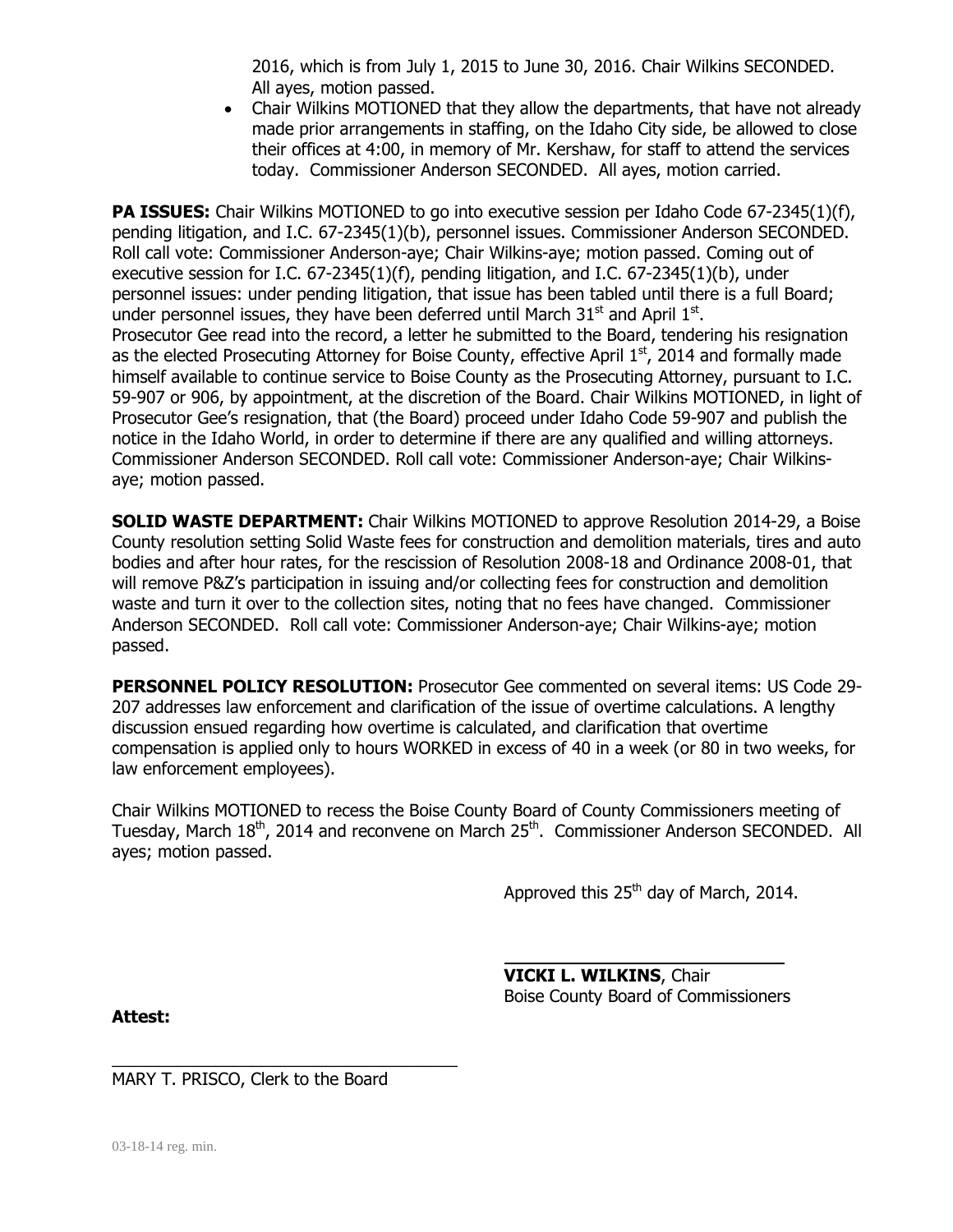2016, which is from July 1, 2015 to June 30, 2016. Chair Wilkins SECONDED. All ayes, motion passed.

- Chair Wilkins MOTIONED that they allow the departments, that have not already made prior arrangements in staffing, on the Idaho City side, be allowed to close their offices at 4:00, in memory of Mr. Kershaw, for staff to attend the services today. Commissioner Anderson SECONDED. All ayes, motion carried.

**PA ISSUES:** Chair Wilkins MOTIONED to go into executive session per Idaho Code 67-2345(1)(f), pending litigation, and I.C. 67-2345(1)(b), personnel issues. Commissioner Anderson SECONDED. Roll call vote: Commissioner Anderson-aye; Chair Wilkins-aye; motion passed. Coming out of executive session for I.C. 67-2345(1)(f), pending litigation, and I.C. 67-2345(1)(b), under personnel issues: under pending litigation, that issue has been tabled until there is a full Board; under personnel issues, they have been deferred until March 31st and April 1st.
Prosecutor Gee read into the record, a letter he submitted to the Board, tendering his resignation as the elected Prosecuting Attorney for Boise County, effective April 1st, 2014 and formally made himself available to continue service to Boise County as the Prosecuting Attorney, pursuant to I.C. 59-907 or 906, by appointment, at the discretion of the Board. Chair Wilkins MOTIONED, in light of Prosecutor Gee's resignation, that (the Board) proceed under Idaho Code 59-907 and publish the notice in the Idaho World, in order to determine if there are any qualified and willing attorneys. Commissioner Anderson SECONDED. Roll call vote: Commissioner Anderson-aye; Chair Wilkins-aye; motion passed.

**SOLID WASTE DEPARTMENT:** Chair Wilkins MOTIONED to approve Resolution 2014-29, a Boise County resolution setting Solid Waste fees for construction and demolition materials, tires and auto bodies and after hour rates, for the rescission of Resolution 2008-18 and Ordinance 2008-01, that will remove P&Z's participation in issuing and/or collecting fees for construction and demolition waste and turn it over to the collection sites, noting that no fees have changed. Commissioner Anderson SECONDED. Roll call vote: Commissioner Anderson-aye; Chair Wilkins-aye; motion passed.

**PERSONNEL POLICY RESOLUTION:** Prosecutor Gee commented on several items: US Code 29-207 addresses law enforcement and clarification of the issue of overtime calculations. A lengthy discussion ensued regarding how overtime is calculated, and clarification that overtime compensation is applied only to hours WORKED in excess of 40 in a week (or 80 in two weeks, for law enforcement employees).

Chair Wilkins MOTIONED to recess the Boise County Board of County Commissioners meeting of Tuesday, March 18th, 2014 and reconvene on March 25th. Commissioner Anderson SECONDED. All ayes; motion passed.

Approved this 25th day of March, 2014.

**VICKI L. WILKINS**, Chair
Boise County Board of Commissioners

**Attest:**

MARY T. PRISCO, Clerk to the Board